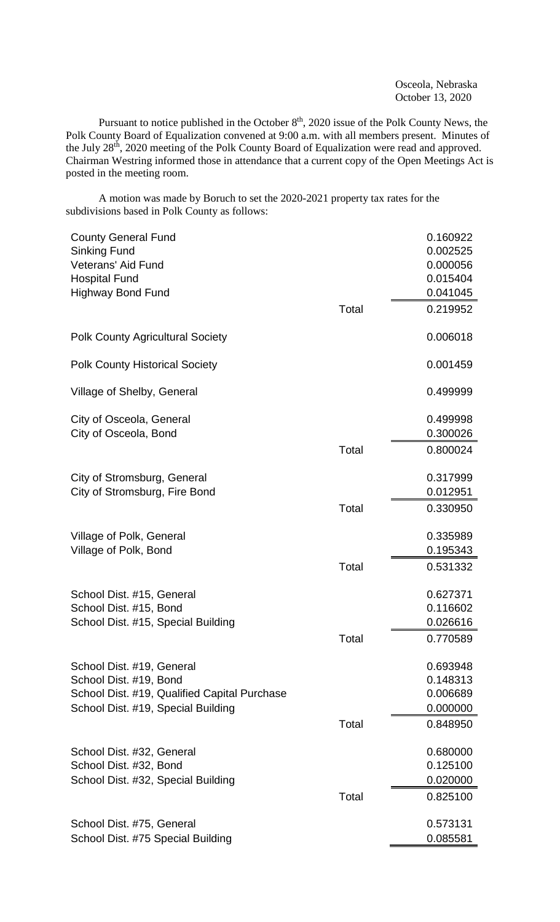Osceola, Nebraska
October 13, 2020

Pursuant to notice published in the October 8th, 2020 issue of the Polk County News, the Polk County Board of Equalization convened at 9:00 a.m. with all members present. Minutes of the July 28th, 2020 meeting of the Polk County Board of Equalization were read and approved. Chairman Westring informed those in attendance that a current copy of the Open Meetings Act is posted in the meeting room.

A motion was made by Boruch to set the 2020-2021 property tax rates for the subdivisions based in Polk County as follows:

| | | |
|---|---|---|
| County General Fund | | 0.160922 |
| Sinking Fund | | 0.002525 |
| Veterans' Aid Fund | | 0.000056 |
| Hospital Fund | | 0.015404 |
| Highway Bond Fund | | 0.041045 |
| | Total | 0.219952 |
| | | |
| Polk County Agricultural Society | | 0.006018 |
| | | |
| Polk County Historical Society | | 0.001459 |
| | | |
| Village of Shelby, General | | 0.499999 |
| | | |
| City of Osceola, General | | 0.499998 |
| City of Osceola, Bond | | 0.300026 |
| | Total | 0.800024 |
| | | |
| City of Stromsburg, General | | 0.317999 |
| City of Stromsburg, Fire Bond | | 0.012951 |
| | Total | 0.330950 |
| | | |
| Village of Polk, General | | 0.335989 |
| Village of Polk, Bond | | 0.195343 |
| | Total | 0.531332 |
| | | |
| School Dist. #15, General | | 0.627371 |
| School Dist. #15, Bond | | 0.116602 |
| School Dist. #15, Special Building | | 0.026616 |
| | Total | 0.770589 |
| | | |
| School Dist. #19, General | | 0.693948 |
| School Dist. #19, Bond | | 0.148313 |
| School Dist. #19, Qualified Capital Purchase | | 0.006689 |
| School Dist. #19, Special Building | | 0.000000 |
| | Total | 0.848950 |
| | | |
| School Dist. #32, General | | 0.680000 |
| School Dist. #32, Bond | | 0.125100 |
| School Dist. #32, Special Building | | 0.020000 |
| | Total | 0.825100 |
| | | |
| School Dist. #75, General | | 0.573131 |
| School Dist. #75 Special Building | | 0.085581 |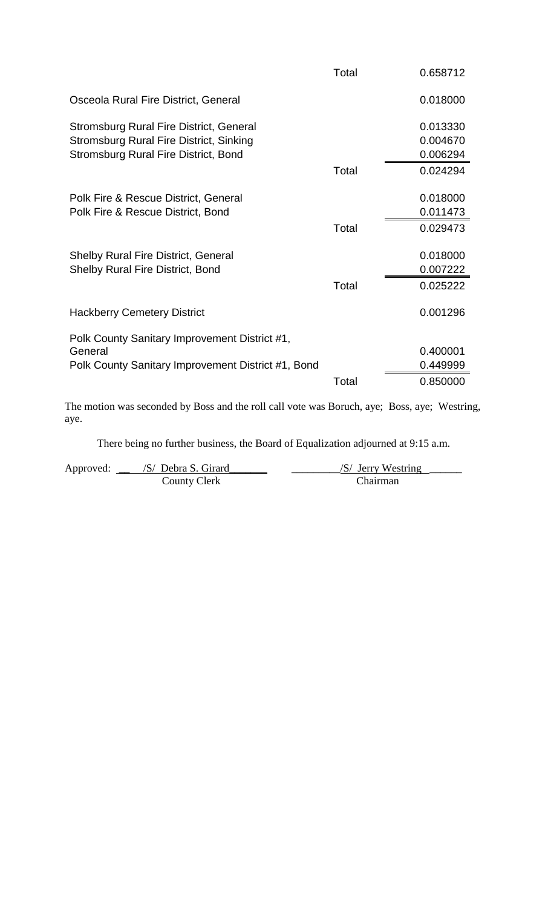| | | |
|---|---|---|
| | Total | 0.658712 |
| Osceola Rural Fire District, General | | 0.018000 |
| Stromsburg Rural Fire District, General | | 0.013330 |
| Stromsburg Rural Fire District, Sinking | | 0.004670 |
| Stromsburg Rural Fire District, Bond | | 0.006294 |
| | Total | 0.024294 |
| Polk Fire & Rescue District, General | | 0.018000 |
| Polk Fire & Rescue District, Bond | | 0.011473 |
| | Total | 0.029473 |
| Shelby Rural Fire District, General | | 0.018000 |
| Shelby Rural Fire District, Bond | | 0.007222 |
| | Total | 0.025222 |
| Hackberry Cemetery District | | 0.001296 |
| Polk County Sanitary Improvement District #1, General | | 0.400001 |
| Polk County Sanitary Improvement District #1, Bond | | 0.449999 |
| | Total | 0.850000 |

The motion was seconded by Boss and the roll call vote was Boruch, aye; Boss, aye; Westring, aye.

There being no further business, the Board of Equalization adjourned at 9:15 a.m.

Approved: /S/ Debra S. Girard — County Clerk

/S/ Jerry Westring — Chairman